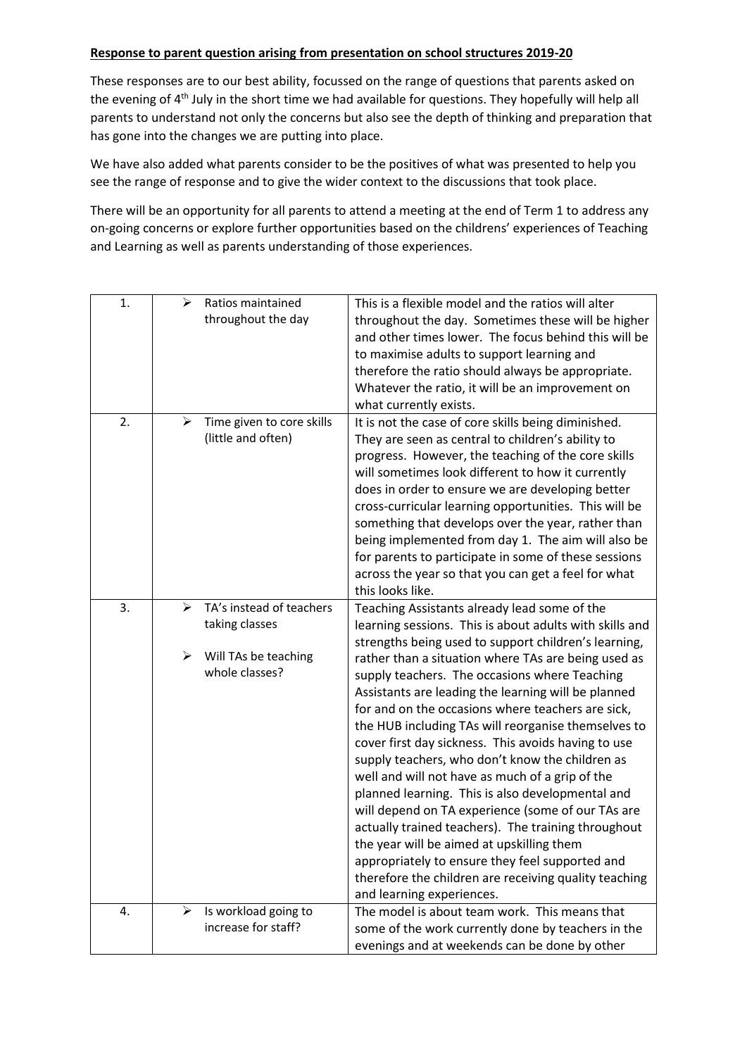**Response to parent question arising from presentation on school structures 2019-20**

These responses are to our best ability, focussed on the range of questions that parents asked on the evening of 4th July in the short time we had available for questions. They hopefully will help all parents to understand not only the concerns but also see the depth of thinking and preparation that has gone into the changes we are putting into place.

We have also added what parents consider to be the positives of what was presented to help you see the range of response and to give the wider context to the discussions that took place.

There will be an opportunity for all parents to attend a meeting at the end of Term 1 to address any on-going concerns or explore further opportunities based on the childrens' experiences of Teaching and Learning as well as parents understanding of those experiences.

| | | |
|---|---|---|
| 1. | ➢ Ratios maintained throughout the day | This is a flexible model and the ratios will alter throughout the day. Sometimes these will be higher and other times lower. The focus behind this will be to maximise adults to support learning and therefore the ratio should always be appropriate. Whatever the ratio, it will be an improvement on what currently exists. |
| 2. | ➢ Time given to core skills (little and often) | It is not the case of core skills being diminished. They are seen as central to children's ability to progress. However, the teaching of the core skills will sometimes look different to how it currently does in order to ensure we are developing better cross-curricular learning opportunities. This will be something that develops over the year, rather than being implemented from day 1. The aim will also be for parents to participate in some of these sessions across the year so that you can get a feel for what this looks like. |
| 3. | ➢ TA's instead of teachers taking classes<br>➢ Will TAs be teaching whole classes? | Teaching Assistants already lead some of the learning sessions. This is about adults with skills and strengths being used to support children's learning, rather than a situation where TAs are being used as supply teachers. The occasions where Teaching Assistants are leading the learning will be planned for and on the occasions where teachers are sick, the HUB including TAs will reorganise themselves to cover first day sickness. This avoids having to use supply teachers, who don't know the children as well and will not have as much of a grip of the planned learning. This is also developmental and will depend on TA experience (some of our TAs are actually trained teachers). The training throughout the year will be aimed at upskilling them appropriately to ensure they feel supported and therefore the children are receiving quality teaching and learning experiences. |
| 4. | ➢ Is workload going to increase for staff? | The model is about team work. This means that some of the work currently done by teachers in the evenings and at weekends can be done by other |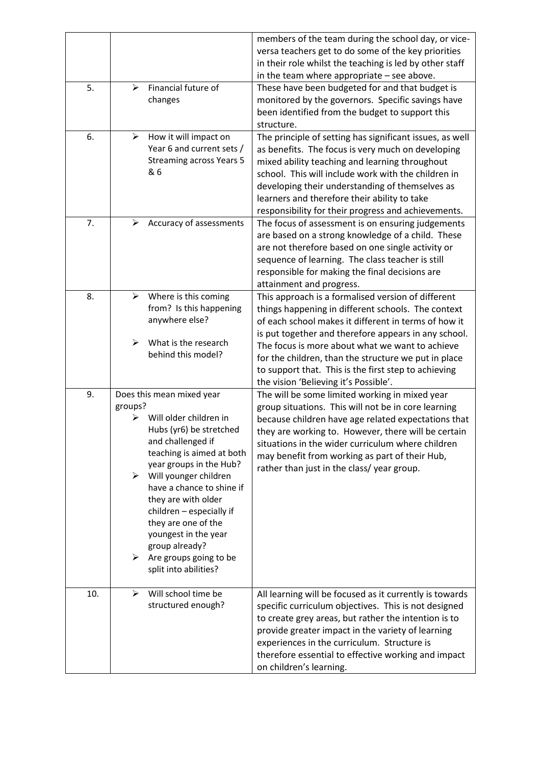| | | |
|---|---|---|
| | | members of the team during the school day, or vice-versa teachers get to do some of the key priorities in their role whilst the teaching is led by other staff in the team where appropriate – see above. |
| 5. | ➢ Financial future of changes | These have been budgeted for and that budget is monitored by the governors. Specific savings have been identified from the budget to support this structure. |
| 6. | ➢ How it will impact on Year 6 and current sets / Streaming across Years 5 & 6 | The principle of setting has significant issues, as well as benefits. The focus is very much on developing mixed ability teaching and learning throughout school. This will include work with the children in developing their understanding of themselves as learners and therefore their ability to take responsibility for their progress and achievements. |
| 7. | ➢ Accuracy of assessments | The focus of assessment is on ensuring judgements are based on a strong knowledge of a child. These are not therefore based on one single activity or sequence of learning. The class teacher is still responsible for making the final decisions are attainment and progress. |
| 8. | ➢ Where is this coming from? Is this happening anywhere else?<br><br>➢ What is the research behind this model? | This approach is a formalised version of different things happening in different schools. The context of each school makes it different in terms of how it is put together and therefore appears in any school. The focus is more about what we want to achieve for the children, than the structure we put in place to support that. This is the first step to achieving the vision 'Believing it's Possible'. |
| 9. | Does this mean mixed year groups?<br>➢ Will older children in Hubs (yr6) be stretched and challenged if teaching is aimed at both year groups in the Hub?<br>➢ Will younger children have a chance to shine if they are with older children – especially if they are one of the youngest in the year group already?<br>➢ Are groups going to be split into abilities? | The will be some limited working in mixed year group situations. This will not be in core learning because children have age related expectations that they are working to. However, there will be certain situations in the wider curriculum where children may benefit from working as part of their Hub, rather than just in the class/ year group. |
| 10. | ➢ Will school time be structured enough? | All learning will be focused as it currently is towards specific curriculum objectives. This is not designed to create grey areas, but rather the intention is to provide greater impact in the variety of learning experiences in the curriculum. Structure is therefore essential to effective working and impact on children's learning. |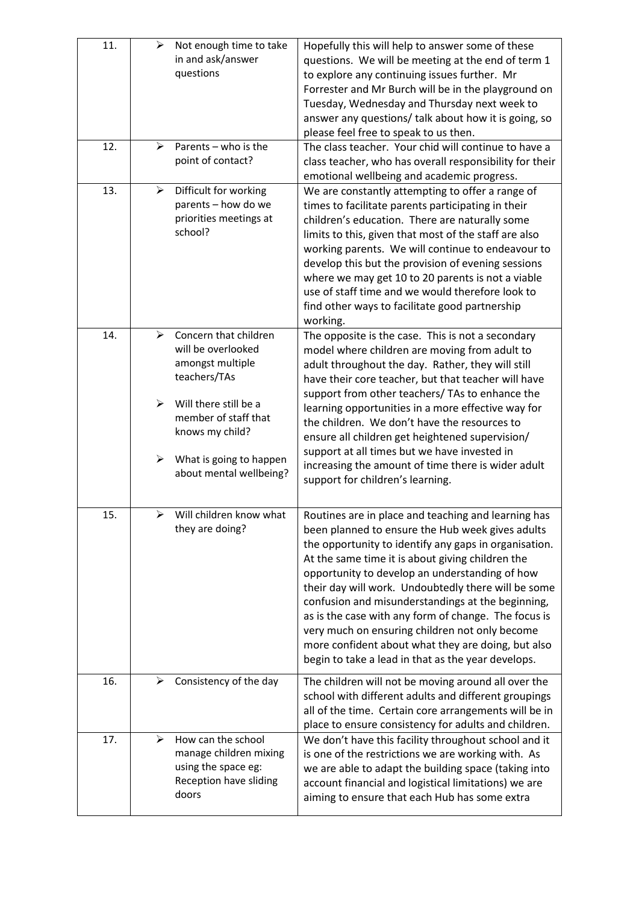| | | |
|---|---|---|
| 11. | ➢ Not enough time to take in and ask/answer questions | Hopefully this will help to answer some of these questions. We will be meeting at the end of term 1 to explore any continuing issues further. Mr Forrester and Mr Burch will be in the playground on Tuesday, Wednesday and Thursday next week to answer any questions/ talk about how it is going, so please feel free to speak to us then. |
| 12. | ➢ Parents – who is the point of contact? | The class teacher. Your chid will continue to have a class teacher, who has overall responsibility for their emotional wellbeing and academic progress. |
| 13. | ➢ Difficult for working parents – how do we priorities meetings at school? | We are constantly attempting to offer a range of times to facilitate parents participating in their children's education. There are naturally some limits to this, given that most of the staff are also working parents. We will continue to endeavour to develop this but the provision of evening sessions where we may get 10 to 20 parents is not a viable use of staff time and we would therefore look to find other ways to facilitate good partnership working. |
| 14. | ➢ Concern that children will be overlooked amongst multiple teachers/TAs<br><br>➢ Will there still be a member of staff that knows my child?<br><br>➢ What is going to happen about mental wellbeing? | The opposite is the case. This is not a secondary model where children are moving from adult to adult throughout the day. Rather, they will still have their core teacher, but that teacher will have support from other teachers/ TAs to enhance the learning opportunities in a more effective way for the children. We don't have the resources to ensure all children get heightened supervision/ support at all times but we have invested in increasing the amount of time there is wider adult support for children's learning. |
| 15. | ➢ Will children know what they are doing? | Routines are in place and teaching and learning has been planned to ensure the Hub week gives adults the opportunity to identify any gaps in organisation. At the same time it is about giving children the opportunity to develop an understanding of how their day will work. Undoubtedly there will be some confusion and misunderstandings at the beginning, as is the case with any form of change. The focus is very much on ensuring children not only become more confident about what they are doing, but also begin to take a lead in that as the year develops. |
| 16. | ➢ Consistency of the day | The children will not be moving around all over the school with different adults and different groupings all of the time. Certain core arrangements will be in place to ensure consistency for adults and children. |
| 17. | ➢ How can the school manage children mixing using the space eg: Reception have sliding doors | We don't have this facility throughout school and it is one of the restrictions we are working with. As we are able to adapt the building space (taking into account financial and logistical limitations) we are aiming to ensure that each Hub has some extra |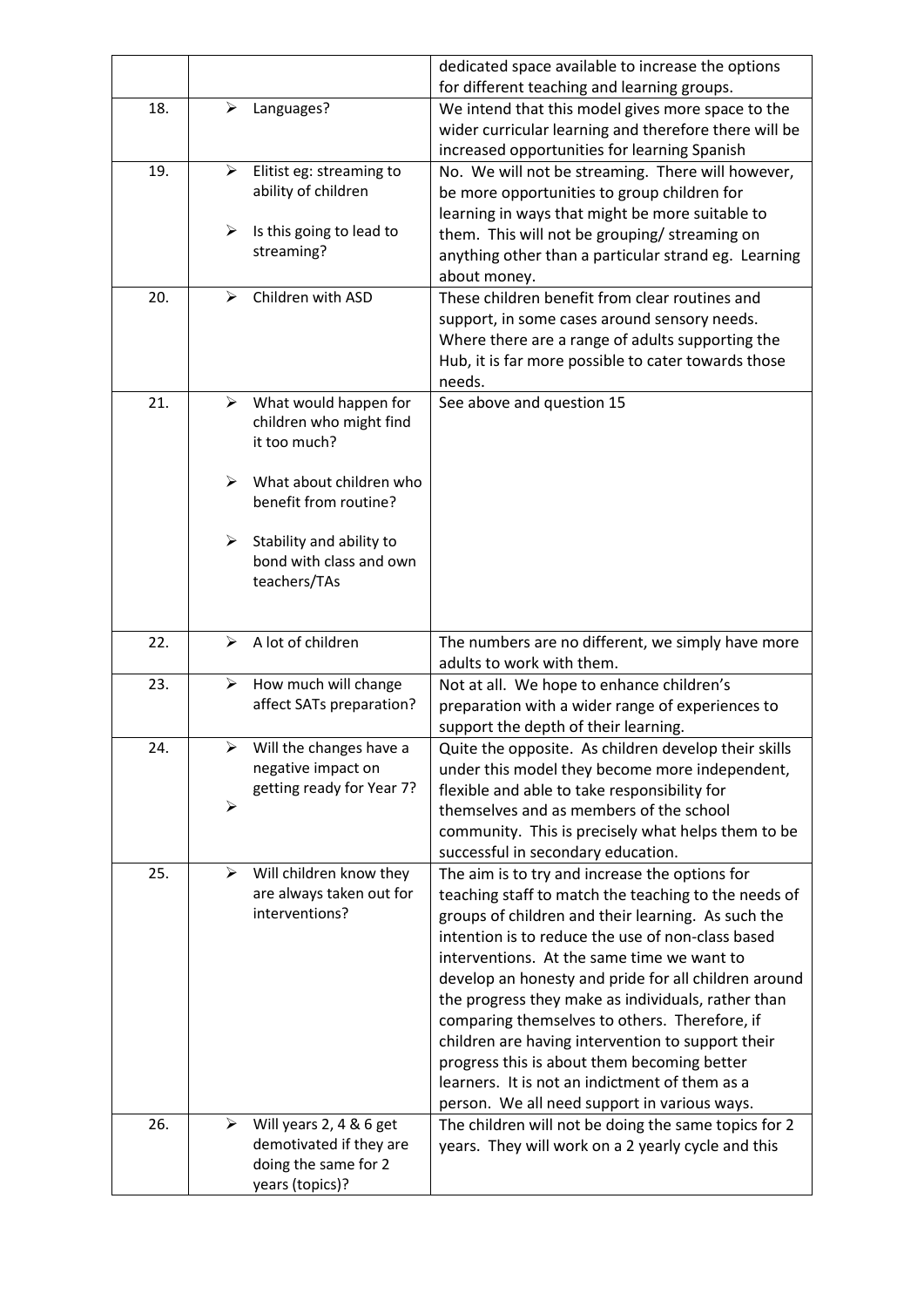| | | |
|---|---|---|
| | | dedicated space available to increase the options for different teaching and learning groups. |
| 18. | ➢ Languages? | We intend that this model gives more space to the wider curricular learning and therefore there will be increased opportunities for learning Spanish |
| 19. | ➢ Elitist eg: streaming to ability of children<br><br>➢ Is this going to lead to streaming? | No. We will not be streaming. There will however, be more opportunities to group children for learning in ways that might be more suitable to them. This will not be grouping/ streaming on anything other than a particular strand eg. Learning about money. |
| 20. | ➢ Children with ASD | These children benefit from clear routines and support, in some cases around sensory needs. Where there are a range of adults supporting the Hub, it is far more possible to cater towards those needs. |
| 21. | ➢ What would happen for children who might find it too much?<br><br>➢ What about children who benefit from routine?<br><br>➢ Stability and ability to bond with class and own teachers/TAs | See above and question 15 |
| 22. | ➢ A lot of children | The numbers are no different, we simply have more adults to work with them. |
| 23. | ➢ How much will change affect SATs preparation? | Not at all. We hope to enhance children's preparation with a wider range of experiences to support the depth of their learning. |
| 24. | ➢ Will the changes have a negative impact on getting ready for Year 7?<br>➢ | Quite the opposite. As children develop their skills under this model they become more independent, flexible and able to take responsibility for themselves and as members of the school community. This is precisely what helps them to be successful in secondary education. |
| 25. | ➢ Will children know they are always taken out for interventions? | The aim is to try and increase the options for teaching staff to match the teaching to the needs of groups of children and their learning. As such the intention is to reduce the use of non-class based interventions. At the same time we want to develop an honesty and pride for all children around the progress they make as individuals, rather than comparing themselves to others. Therefore, if children are having intervention to support their progress this is about them becoming better learners. It is not an indictment of them as a person. We all need support in various ways. |
| 26. | ➢ Will years 2, 4 & 6 get demotivated if they are doing the same for 2 years (topics)? | The children will not be doing the same topics for 2 years. They will work on a 2 yearly cycle and this |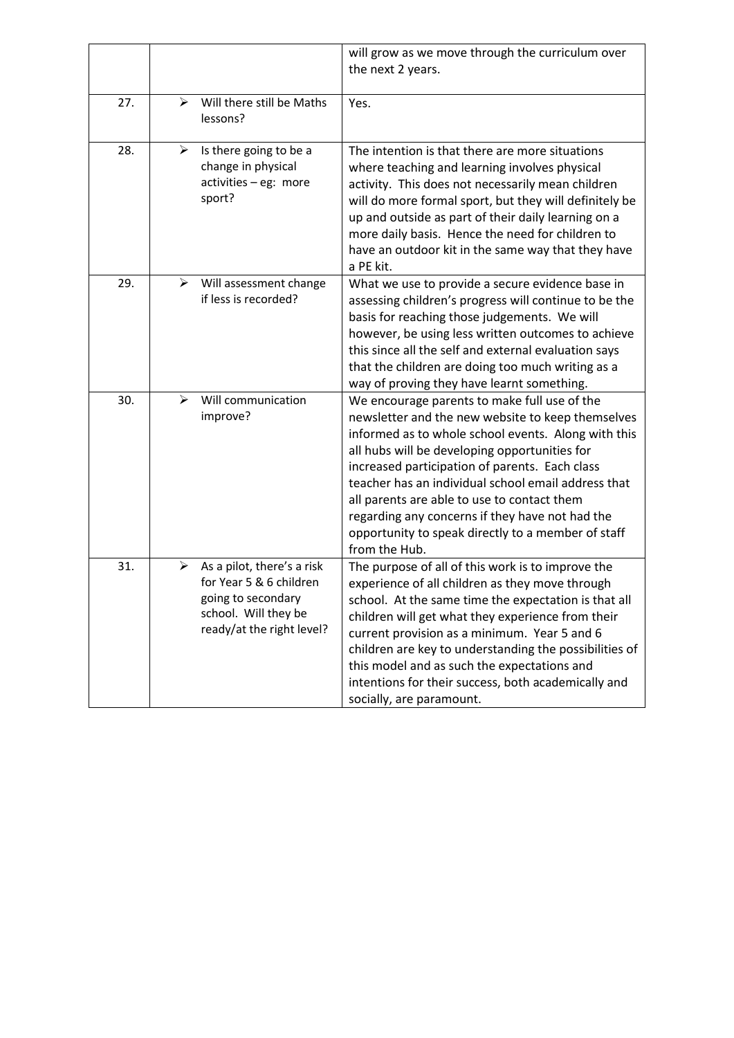| | | |
|---|---|---|
| | | will grow as we move through the curriculum over the next 2 years. |
| 27. | ➢ Will there still be Maths lessons? | Yes. |
| 28. | ➢ Is there going to be a change in physical activities – eg: more sport? | The intention is that there are more situations where teaching and learning involves physical activity. This does not necessarily mean children will do more formal sport, but they will definitely be up and outside as part of their daily learning on a more daily basis. Hence the need for children to have an outdoor kit in the same way that they have a PE kit. |
| 29. | ➢ Will assessment change if less is recorded? | What we use to provide a secure evidence base in assessing children's progress will continue to be the basis for reaching those judgements. We will however, be using less written outcomes to achieve this since all the self and external evaluation says that the children are doing too much writing as a way of proving they have learnt something. |
| 30. | ➢ Will communication improve? | We encourage parents to make full use of the newsletter and the new website to keep themselves informed as to whole school events. Along with this all hubs will be developing opportunities for increased participation of parents. Each class teacher has an individual school email address that all parents are able to use to contact them regarding any concerns if they have not had the opportunity to speak directly to a member of staff from the Hub. |
| 31. | ➢ As a pilot, there's a risk for Year 5 & 6 children going to secondary school. Will they be ready/at the right level? | The purpose of all of this work is to improve the experience of all children as they move through school. At the same time the expectation is that all children will get what they experience from their current provision as a minimum. Year 5 and 6 children are key to understanding the possibilities of this model and as such the expectations and intentions for their success, both academically and socially, are paramount. |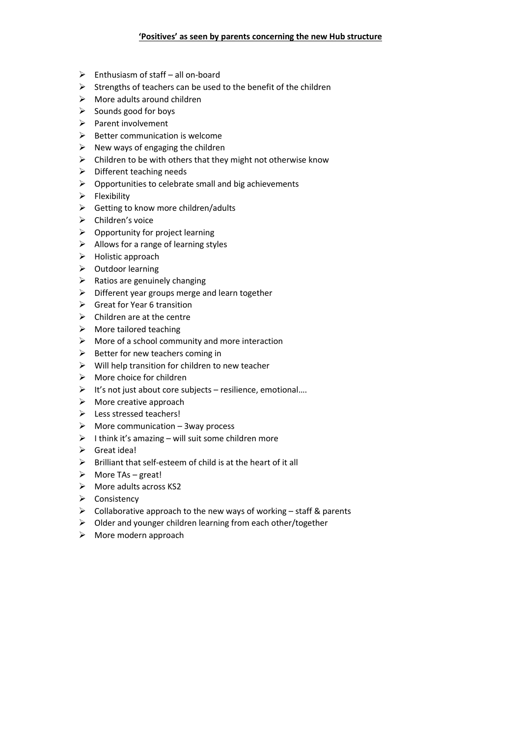**'Positives' as seen by parents concerning the new Hub structure**

- Enthusiasm of staff – all on-board
- Strengths of teachers can be used to the benefit of the children
- More adults around children
- Sounds good for boys
- Parent involvement
- Better communication is welcome
- New ways of engaging the children
- Children to be with others that they might not otherwise know
- Different teaching needs
- Opportunities to celebrate small and big achievements
- Flexibility
- Getting to know more children/adults
- Children's voice
- Opportunity for project learning
- Allows for a range of learning styles
- Holistic approach
- Outdoor learning
- Ratios are genuinely changing
- Different year groups merge and learn together
- Great for Year 6 transition
- Children are at the centre
- More tailored teaching
- More of a school community and more interaction
- Better for new teachers coming in
- Will help transition for children to new teacher
- More choice for children
- It's not just about core subjects – resilience, emotional….
- More creative approach
- Less stressed teachers!
- More communication – 3way process
- I think it's amazing – will suit some children more
- Great idea!
- Brilliant that self-esteem of child is at the heart of it all
- More TAs – great!
- More adults across KS2
- Consistency
- Collaborative approach to the new ways of working – staff & parents
- Older and younger children learning from each other/together
- More modern approach